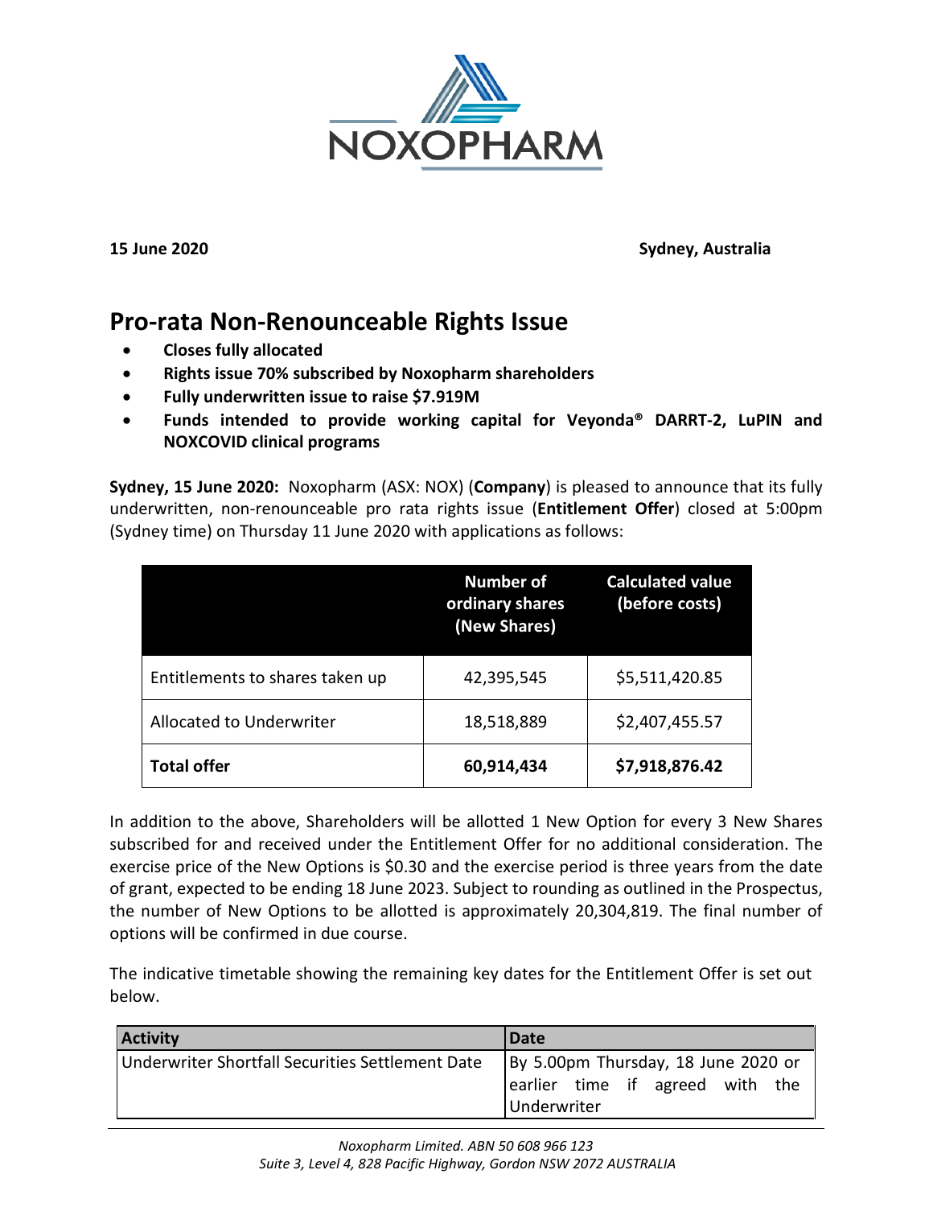**15 June 2020** **Sydney, Australia**

# Pro-rata Non-Renounceable Rights Issue

- **Closes fully allocated**
- **Rights issue 70% subscribed by Noxopharm shareholders**
- **Fully underwritten issue to raise $7.919M**
- **Funds intended to provide working capital for Veyonda® DARRT-2, LuPIN and NOXCOVID clinical programs**

**Sydney, 15 June 2020:** Noxopharm (ASX: NOX) (**Company**) is pleased to announce that its fully underwritten, non-renounceable pro rata rights issue (**Entitlement Offer**) closed at 5:00pm (Sydney time) on Thursday 11 June 2020 with applications as follows:

| | Number of ordinary shares (New Shares) | Calculated value (before costs) |
|---|---|---|
| Entitlements to shares taken up | 42,395,545 | $5,511,420.85 |
| Allocated to Underwriter | 18,518,889 | $2,407,455.57 |
| **Total offer** | **60,914,434** | **$7,918,876.42** |

In addition to the above, Shareholders will be allotted 1 New Option for every 3 New Shares subscribed for and received under the Entitlement Offer for no additional consideration. The exercise price of the New Options is $0.30 and the exercise period is three years from the date of grant, expected to be ending 18 June 2023. Subject to rounding as outlined in the Prospectus, the number of New Options to be allotted is approximately 20,304,819. The final number of options will be confirmed in due course.

The indicative timetable showing the remaining key dates for the Entitlement Offer is set out below.

| Activity | Date |
|---|---|
| Underwriter Shortfall Securities Settlement Date | By 5.00pm Thursday, 18 June 2020 or earlier time if agreed with the Underwriter |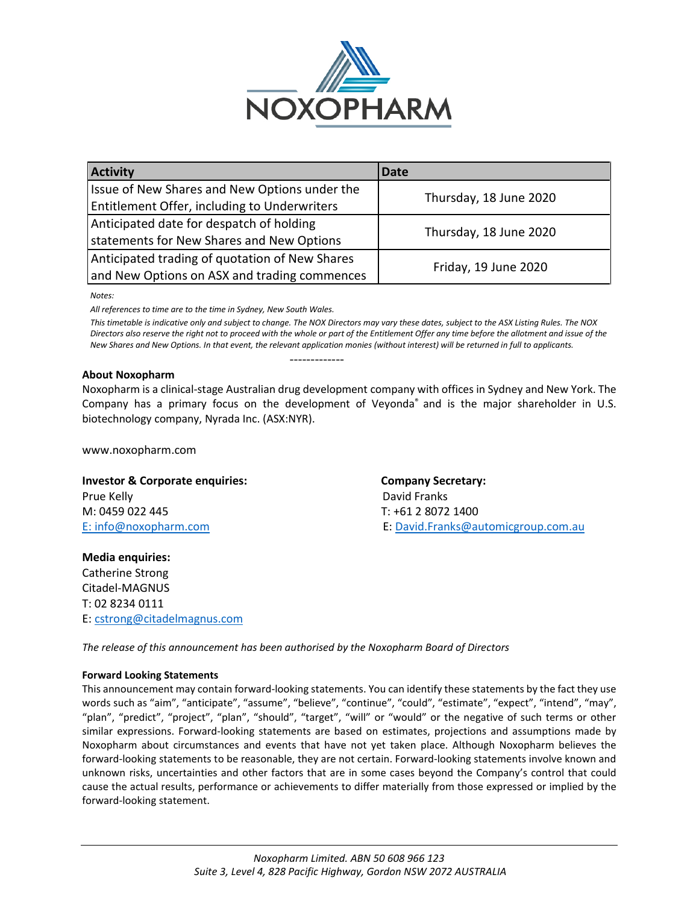| Activity | Date |
| --- | --- |
| Issue of New Shares and New Options under the Entitlement Offer, including to Underwriters | Thursday, 18 June 2020 |
| Anticipated date for despatch of holding statements for New Shares and New Options | Thursday, 18 June 2020 |
| Anticipated trading of quotation of New Shares and New Options on ASX and trading commences | Friday, 19 June 2020 |

*Notes:*

*All references to time are to the time in Sydney, New South Wales.*

*This timetable is indicative only and subject to change. The NOX Directors may vary these dates, subject to the ASX Listing Rules. The NOX Directors also reserve the right not to proceed with the whole or part of the Entitlement Offer any time before the allotment and issue of the New Shares and New Options. In that event, the relevant application monies (without interest) will be returned in full to applicants.*

-------------

**About Noxopharm**

Noxopharm is a clinical-stage Australian drug development company with offices in Sydney and New York. The Company has a primary focus on the development of Veyonda® and is the major shareholder in U.S. biotechnology company, Nyrada Inc. (ASX:NYR).

www.noxopharm.com

**Investor & Corporate enquiries:**
Prue Kelly
M: 0459 022 445
E: info@noxopharm.com

**Company Secretary:**
David Franks
T: +61 2 8072 1400
E: David.Franks@automicgroup.com.au

**Media enquiries:**
Catherine Strong
Citadel-MAGNUS
T: 02 8234 0111
E: cstrong@citadelmagnus.com

*The release of this announcement has been authorised by the Noxopharm Board of Directors*

**Forward Looking Statements**

This announcement may contain forward-looking statements. You can identify these statements by the fact they use words such as "aim", "anticipate", "assume", "believe", "continue", "could", "estimate", "expect", "intend", "may", "plan", "predict", "project", "plan", "should", "target", "will" or "would" or the negative of such terms or other similar expressions. Forward-looking statements are based on estimates, projections and assumptions made by Noxopharm about circumstances and events that have not yet taken place. Although Noxopharm believes the forward-looking statements to be reasonable, they are not certain. Forward-looking statements involve known and unknown risks, uncertainties and other factors that are in some cases beyond the Company's control that could cause the actual results, performance or achievements to differ materially from those expressed or implied by the forward-looking statement.

*Noxopharm Limited. ABN 50 608 966 123*
*Suite 3, Level 4, 828 Pacific Highway, Gordon NSW 2072 AUSTRALIA*